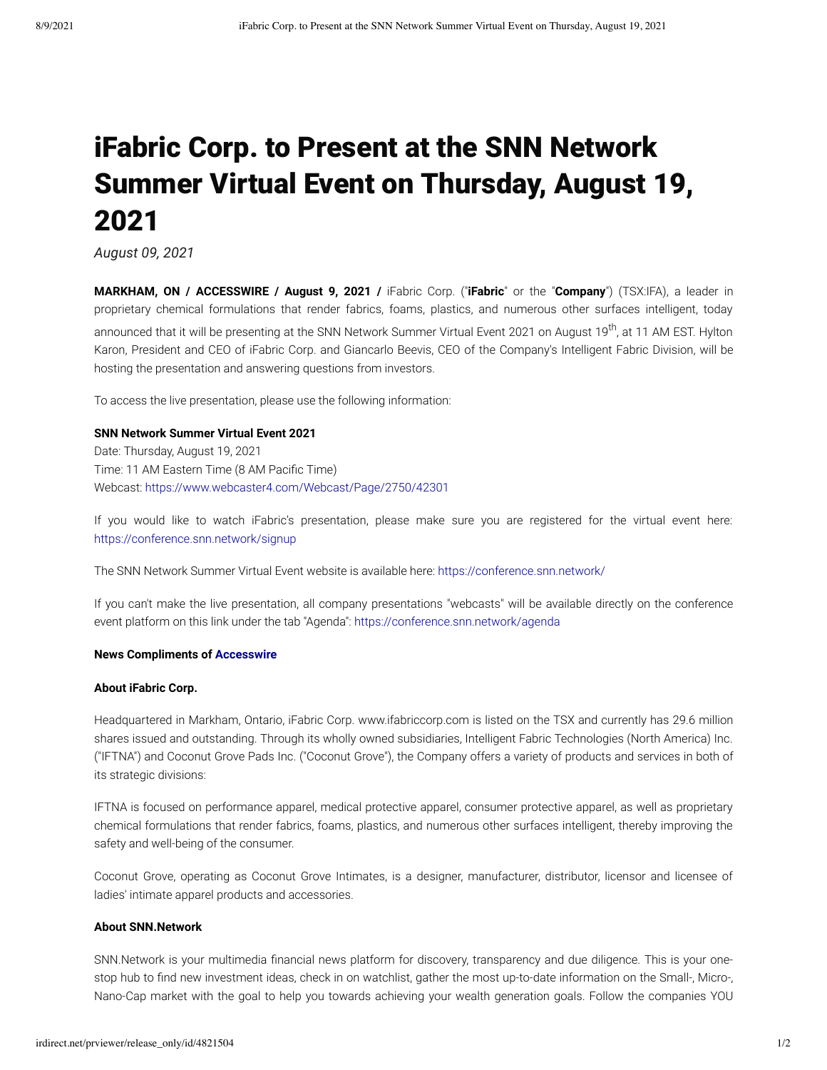# iFabric Corp. to Present at the SNN Network Summer Virtual Event on Thursday, August 19, 2021

*August 09, 2021*

**MARKHAM, ON / ACCESSWIRE / August 9, 2021 /** iFabric Corp. ("**iFabric**" or the "**Company**") (TSX:IFA), a leader in proprietary chemical formulations that render fabrics, foams, plastics, and numerous other surfaces intelligent, today announced that it will be presenting at the SNN Network Summer Virtual Event 2021 on August 19$^{th}$, at 11 AM EST. Hylton Karon, President and CEO of iFabric Corp. and Giancarlo Beevis, CEO of the Company's Intelligent Fabric Division, will be hosting the presentation and answering questions from investors.

To access the live presentation, please use the following information:

**SNN Network Summer Virtual Event 2021**
Date: Thursday, August 19, 2021
Time: 11 AM Eastern Time (8 AM Pacific Time)
Webcast: https://www.webcaster4.com/Webcast/Page/2750/42301

If you would like to watch iFabric's presentation, please make sure you are registered for the virtual event here: https://conference.snn.network/signup

The SNN Network Summer Virtual Event website is available here: https://conference.snn.network/

If you can't make the live presentation, all company presentations "webcasts" will be available directly on the conference event platform on this link under the tab "Agenda": https://conference.snn.network/agenda

**News Compliments of Accesswire**

**About iFabric Corp.**

Headquartered in Markham, Ontario, iFabric Corp. www.ifabriccorp.com is listed on the TSX and currently has 29.6 million shares issued and outstanding. Through its wholly owned subsidiaries, Intelligent Fabric Technologies (North America) Inc. ("IFTNA") and Coconut Grove Pads Inc. ("Coconut Grove"), the Company offers a variety of products and services in both of its strategic divisions:

IFTNA is focused on performance apparel, medical protective apparel, consumer protective apparel, as well as proprietary chemical formulations that render fabrics, foams, plastics, and numerous other surfaces intelligent, thereby improving the safety and well-being of the consumer.

Coconut Grove, operating as Coconut Grove Intimates, is a designer, manufacturer, distributor, licensor and licensee of ladies' intimate apparel products and accessories.

**About SNN.Network**

SNN.Network is your multimedia financial news platform for discovery, transparency and due diligence. This is your one-stop hub to find new investment ideas, check in on watchlist, gather the most up-to-date information on the Small-, Micro-, Nano-Cap market with the goal to help you towards achieving your wealth generation goals. Follow the companies YOU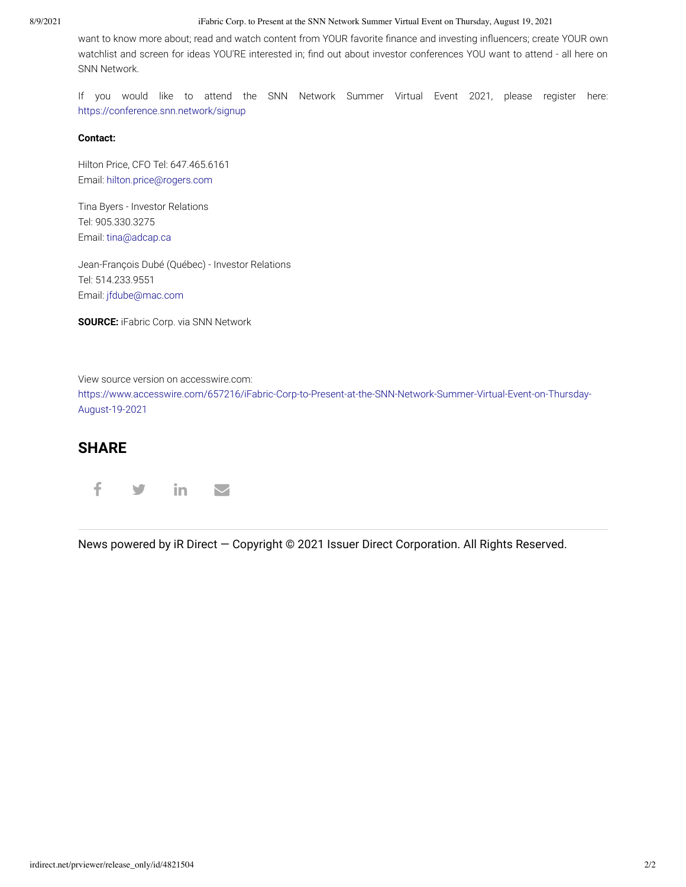want to know more about; read and watch content from YOUR favorite finance and investing influencers; create YOUR own watchlist and screen for ideas YOU'RE interested in; find out about investor conferences YOU want to attend - all here on SNN Network.

If you would like to attend the SNN Network Summer Virtual Event 2021, please register here: https://conference.snn.network/signup

**Contact:**

Hilton Price, CFO Tel: 647.465.6161
Email: hilton.price@rogers.com

Tina Byers - Investor Relations
Tel: 905.330.3275
Email: tina@adcap.ca

Jean-François Dubé (Québec) - Investor Relations
Tel: 514.233.9551
Email: jfdube@mac.com

**SOURCE:** iFabric Corp. via SNN Network

View source version on accesswire.com:
https://www.accesswire.com/657216/iFabric-Corp-to-Present-at-the-SNN-Network-Summer-Virtual-Event-on-Thursday-August-19-2021

## SHARE

News powered by iR Direct — Copyright © 2021 Issuer Direct Corporation. All Rights Reserved.